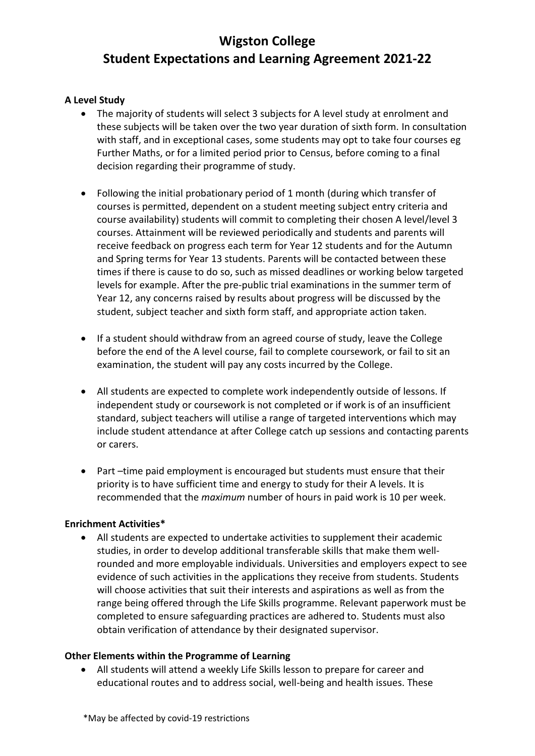# Wigston College
# Student Expectations and Learning Agreement 2021-22

**A Level Study**

- The majority of students will select 3 subjects for A level study at enrolment and these subjects will be taken over the two year duration of sixth form. In consultation with staff, and in exceptional cases, some students may opt to take four courses eg Further Maths, or for a limited period prior to Census, before coming to a final decision regarding their programme of study.

- Following the initial probationary period of 1 month (during which transfer of courses is permitted, dependent on a student meeting subject entry criteria and course availability) students will commit to completing their chosen A level/level 3 courses. Attainment will be reviewed periodically and students and parents will receive feedback on progress each term for Year 12 students and for the Autumn and Spring terms for Year 13 students. Parents will be contacted between these times if there is cause to do so, such as missed deadlines or working below targeted levels for example. After the pre-public trial examinations in the summer term of Year 12, any concerns raised by results about progress will be discussed by the student, subject teacher and sixth form staff, and appropriate action taken.

- If a student should withdraw from an agreed course of study, leave the College before the end of the A level course, fail to complete coursework, or fail to sit an examination, the student will pay any costs incurred by the College.

- All students are expected to complete work independently outside of lessons. If independent study or coursework is not completed or if work is of an insufficient standard, subject teachers will utilise a range of targeted interventions which may include student attendance at after College catch up sessions and contacting parents or carers.

- Part –time paid employment is encouraged but students must ensure that their priority is to have sufficient time and energy to study for their A levels. It is recommended that the *maximum* number of hours in paid work is 10 per week.

**Enrichment Activities***

- All students are expected to undertake activities to supplement their academic studies, in order to develop additional transferable skills that make them well-rounded and more employable individuals. Universities and employers expect to see evidence of such activities in the applications they receive from students. Students will choose activities that suit their interests and aspirations as well as from the range being offered through the Life Skills programme. Relevant paperwork must be completed to ensure safeguarding practices are adhered to. Students must also obtain verification of attendance by their designated supervisor.

**Other Elements within the Programme of Learning**

- All students will attend a weekly Life Skills lesson to prepare for career and educational routes and to address social, well-being and health issues. These

*May be affected by covid-19 restrictions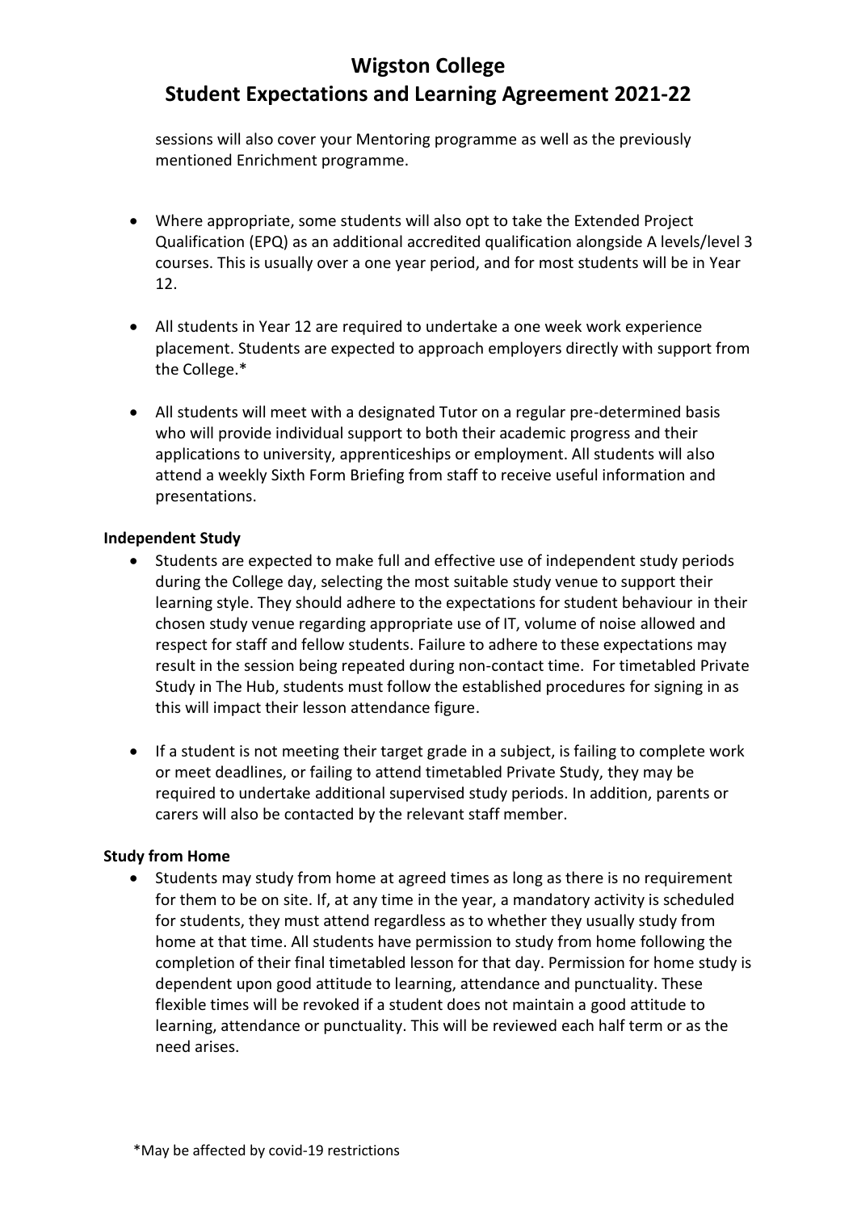sessions will also cover your Mentoring programme as well as the previously mentioned Enrichment programme.

- Where appropriate, some students will also opt to take the Extended Project Qualification (EPQ) as an additional accredited qualification alongside A levels/level 3 courses. This is usually over a one year period, and for most students will be in Year 12.
- All students in Year 12 are required to undertake a one week work experience placement. Students are expected to approach employers directly with support from the College.*
- All students will meet with a designated Tutor on a regular pre-determined basis who will provide individual support to both their academic progress and their applications to university, apprenticeships or employment. All students will also attend a weekly Sixth Form Briefing from staff to receive useful information and presentations.

**Independent Study**

- Students are expected to make full and effective use of independent study periods during the College day, selecting the most suitable study venue to support their learning style. They should adhere to the expectations for student behaviour in their chosen study venue regarding appropriate use of IT, volume of noise allowed and respect for staff and fellow students. Failure to adhere to these expectations may result in the session being repeated during non-contact time. For timetabled Private Study in The Hub, students must follow the established procedures for signing in as this will impact their lesson attendance figure.
- If a student is not meeting their target grade in a subject, is failing to complete work or meet deadlines, or failing to attend timetabled Private Study, they may be required to undertake additional supervised study periods. In addition, parents or carers will also be contacted by the relevant staff member.

**Study from Home**

- Students may study from home at agreed times as long as there is no requirement for them to be on site. If, at any time in the year, a mandatory activity is scheduled for students, they must attend regardless as to whether they usually study from home at that time. All students have permission to study from home following the completion of their final timetabled lesson for that day. Permission for home study is dependent upon good attitude to learning, attendance and punctuality. These flexible times will be revoked if a student does not maintain a good attitude to learning, attendance or punctuality. This will be reviewed each half term or as the need arises.

*May be affected by covid-19 restrictions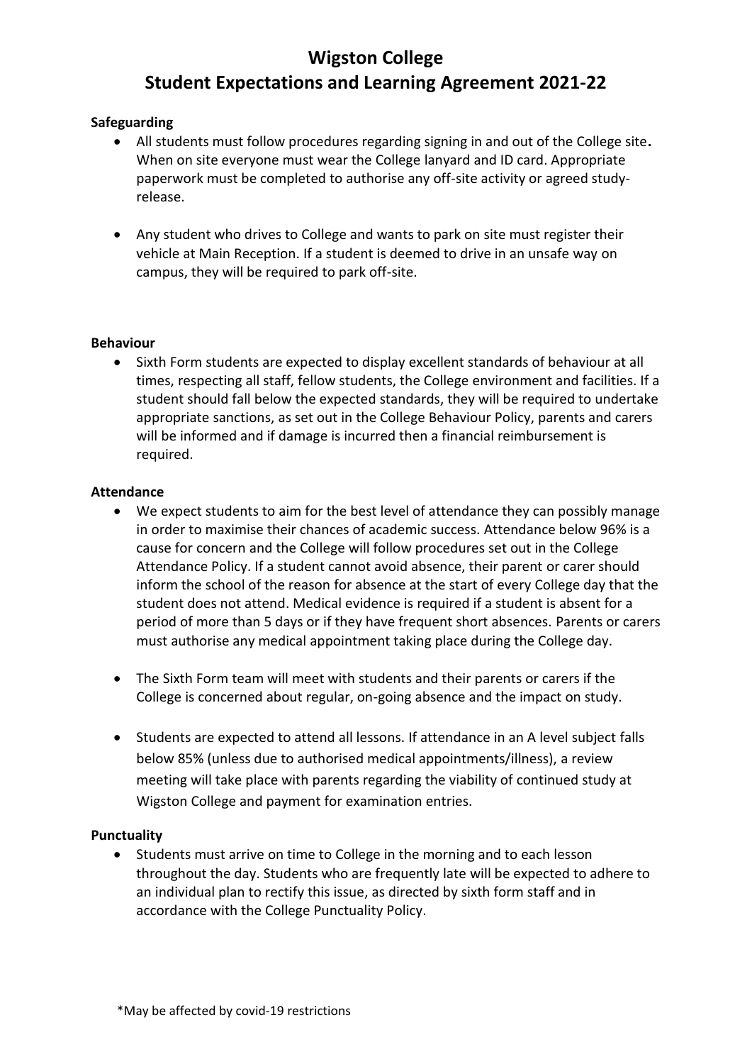# Wigston College
# Student Expectations and Learning Agreement 2021-22

**Safeguarding**

- All students must follow procedures regarding signing in and out of the College site. When on site everyone must wear the College lanyard and ID card. Appropriate paperwork must be completed to authorise any off-site activity or agreed study-release.
- Any student who drives to College and wants to park on site must register their vehicle at Main Reception. If a student is deemed to drive in an unsafe way on campus, they will be required to park off-site.

**Behaviour**

- Sixth Form students are expected to display excellent standards of behaviour at all times, respecting all staff, fellow students, the College environment and facilities. If a student should fall below the expected standards, they will be required to undertake appropriate sanctions, as set out in the College Behaviour Policy, parents and carers will be informed and if damage is incurred then a financial reimbursement is required.

**Attendance**

- We expect students to aim for the best level of attendance they can possibly manage in order to maximise their chances of academic success. Attendance below 96% is a cause for concern and the College will follow procedures set out in the College Attendance Policy. If a student cannot avoid absence, their parent or carer should inform the school of the reason for absence at the start of every College day that the student does not attend. Medical evidence is required if a student is absent for a period of more than 5 days or if they have frequent short absences. Parents or carers must authorise any medical appointment taking place during the College day.
- The Sixth Form team will meet with students and their parents or carers if the College is concerned about regular, on-going absence and the impact on study.
- Students are expected to attend all lessons. If attendance in an A level subject falls below 85% (unless due to authorised medical appointments/illness), a review meeting will take place with parents regarding the viability of continued study at Wigston College and payment for examination entries.

**Punctuality**

- Students must arrive on time to College in the morning and to each lesson throughout the day. Students who are frequently late will be expected to adhere to an individual plan to rectify this issue, as directed by sixth form staff and in accordance with the College Punctuality Policy.

*May be affected by covid-19 restrictions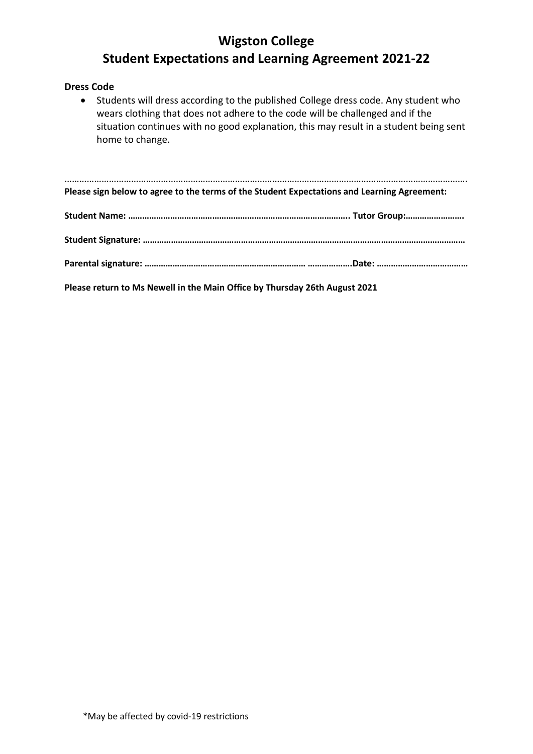# Wigston College

# Student Expectations and Learning Agreement 2021-22

**Dress Code**

- Students will dress according to the published College dress code. Any student who wears clothing that does not adhere to the code will be challenged and if the situation continues with no good explanation, this may result in a student being sent home to change.

………………………………………………………………………………………………………………………………………………………

**Please sign below to agree to the terms of the Student Expectations and Learning Agreement:**

**Student Name: ……………………………………………………………………………………….. Tutor Group:…………………….**

**Student Signature: …………………………………………………………………………………………………………………………**

**Parental signature: …………………………………………………………… ……………….Date: …………………………………**

**Please return to Ms Newell in the Main Office by Thursday 26th August 2021**

*May be affected by covid-19 restrictions